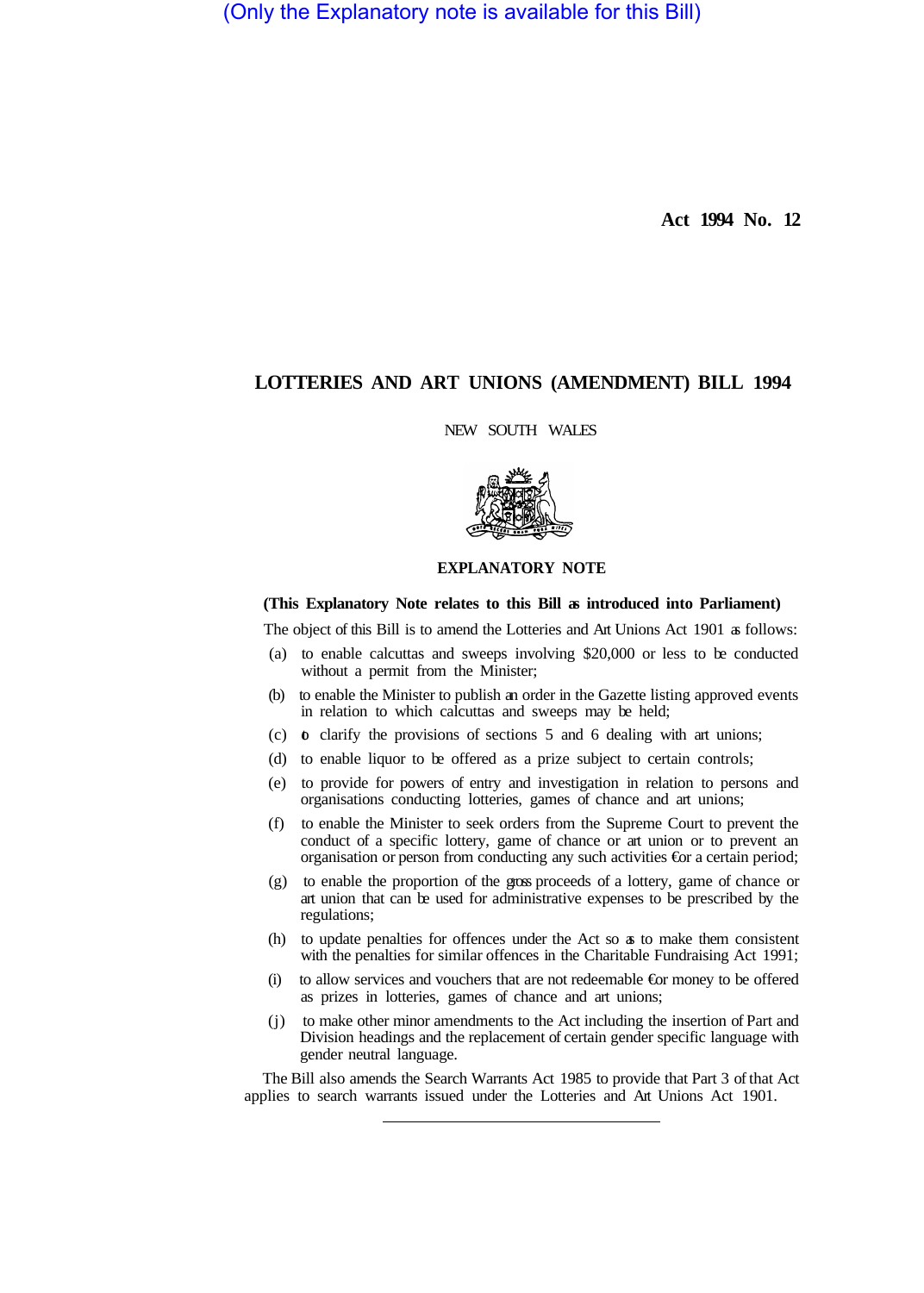(Only the Explanatory note is available for this Bill)

Act 1994 No. 12

# LOTTERIES AND ART UNIONS (AMENDMENT) BILL 1994

NEW SOUTH WALES

## EXPLANATORY NOTE

**(This Explanatory Note relates to this Bill as introduced into Parliament)**

The object of this Bill is to amend the Lotteries and Art Unions Act 1901 as follows:

(a) to enable calcuttas and sweeps involving $20,000 or less to be conducted without a permit from the Minister;

(b) to enable the Minister to publish an order in the Gazette listing approved events in relation to which calcuttas and sweeps may be held;

(c) to clarify the provisions of sections 5 and 6 dealing with art unions;

(d) to enable liquor to be offered as a prize subject to certain controls;

(e) to provide for powers of entry and investigation in relation to persons and organisations conducting lotteries, games of chance and art unions;

(f) to enable the Minister to seek orders from the Supreme Court to prevent the conduct of a specific lottery, game of chance or art union or to prevent an organisation or person from conducting any such activities for a certain period;

(g) to enable the proportion of the gross proceeds of a lottery, game of chance or art union that can be used for administrative expenses to be prescribed by the regulations;

(h) to update penalties for offences under the Act so as to make them consistent with the penalties for similar offences in the Charitable Fundraising Act 1991;

(i) to allow services and vouchers that are not redeemable for money to be offered as prizes in lotteries, games of chance and art unions;

(j) to make other minor amendments to the Act including the insertion of Part and Division headings and the replacement of certain gender specific language with gender neutral language.

The Bill also amends the Search Warrants Act 1985 to provide that Part 3 of that Act applies to search warrants issued under the Lotteries and Art Unions Act 1901.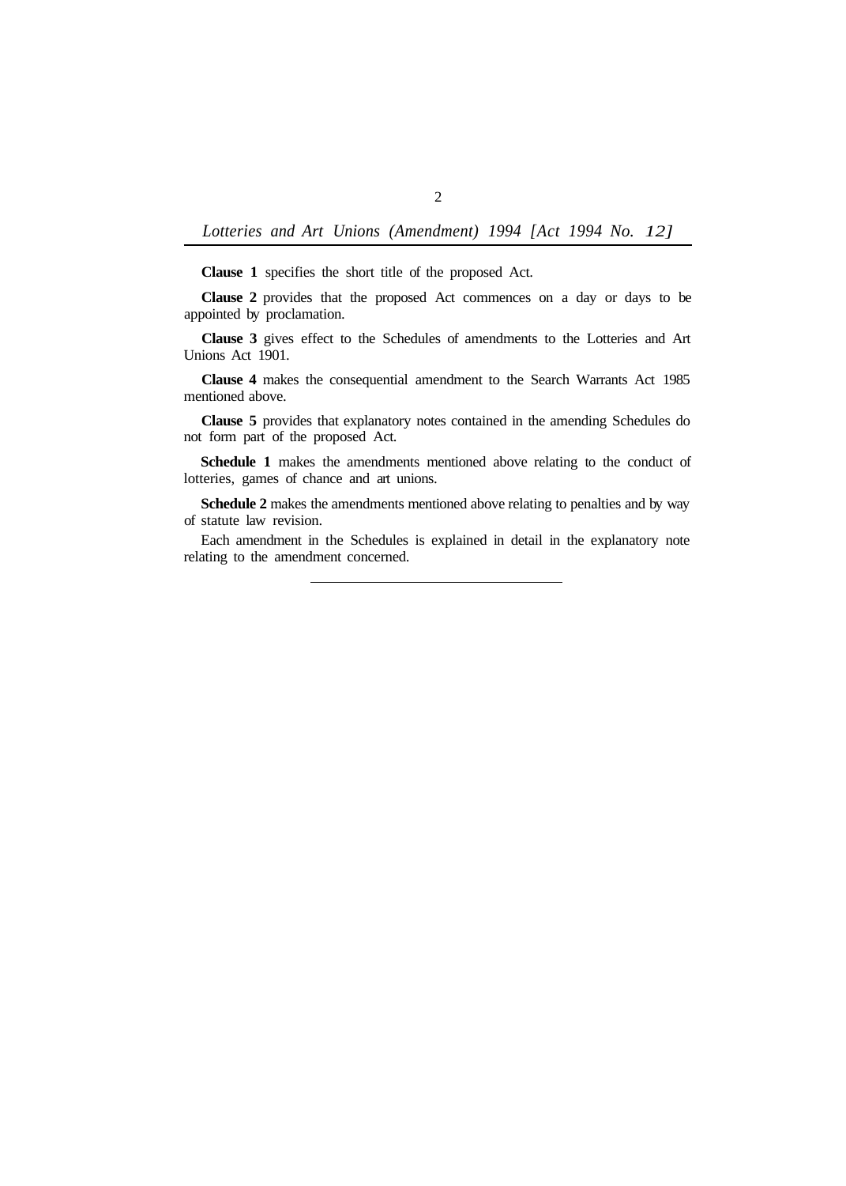**Clause 1** specifies the short title of the proposed Act.

**Clause 2** provides that the proposed Act commences on a day or days to be appointed by proclamation.

**Clause 3** gives effect to the Schedules of amendments to the Lotteries and Art Unions Act 1901.

**Clause 4** makes the consequential amendment to the Search Warrants Act 1985 mentioned above.

**Clause 5** provides that explanatory notes contained in the amending Schedules do not form part of the proposed Act.

**Schedule 1** makes the amendments mentioned above relating to the conduct of lotteries, games of chance and art unions.

**Schedule 2** makes the amendments mentioned above relating to penalties and by way of statute law revision.

Each amendment in the Schedules is explained in detail in the explanatory note relating to the amendment concerned.